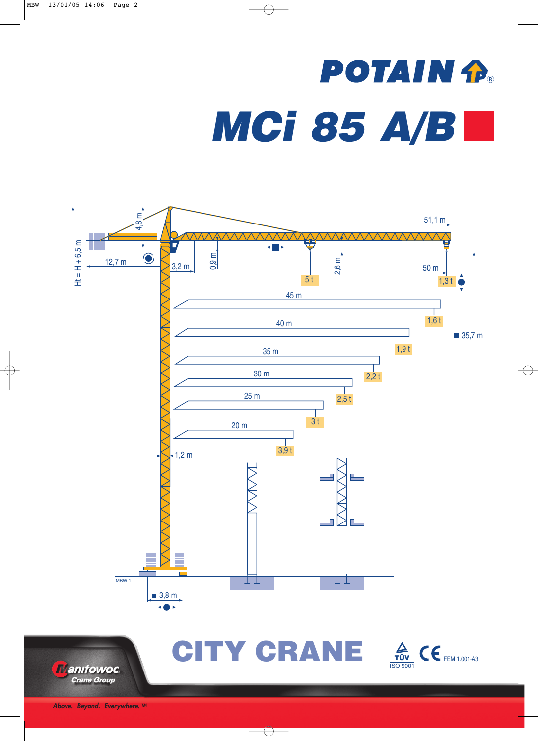# POTAIN

# MCi 85 A/B

Ht = H + 6,5 m

4,8 m

12,7 m

3,2 m

0,9 m

2,6 m

51,1 m

50 m

5 t

1,3 t

45 m

1,6 t

40 m

35,7 m

1,9 t

35 m

2,2 t

30 m

2,5 t

25 m

3 t

20 m

3,9 t

1,2 m

MBW 1

3,8 m

# CITY CRANE

TÜV ISO 9001 CE FEM 1.001-A3

Manitowoc Crane Group

*Above. Beyond. Everywhere.™*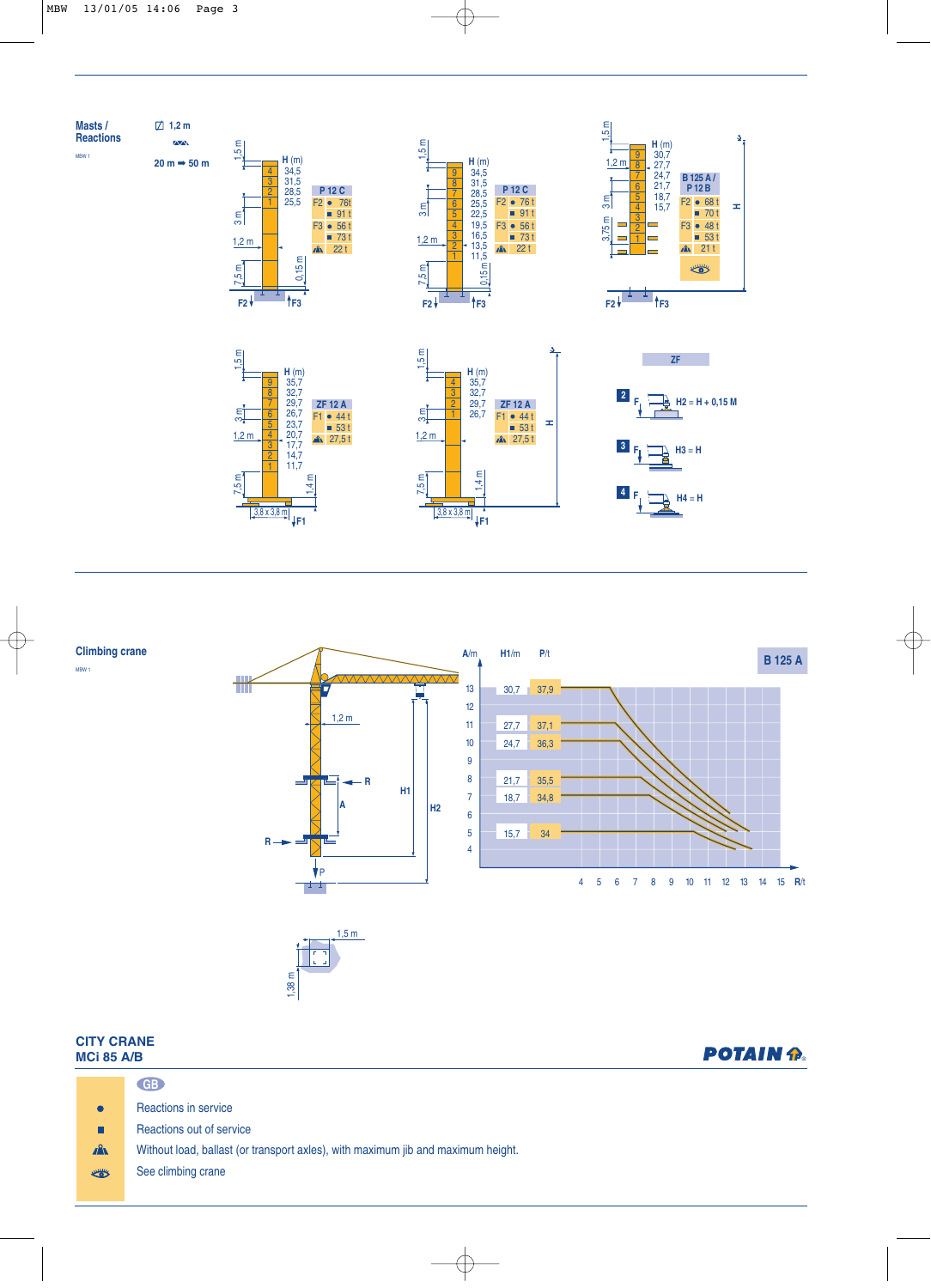## Masts / Reactions

MBW 1

1,2 m

20 m ➡ 50 m

| H (m) | Mast sections |
|---|---|
| 34,5 | 4 |
| 31,5 | 3 |
| 28,5 | 2 |
| 25,5 | 1 |

| P 12 C | | |
|---|---|---|
| F2 | ● | 76t |
| | ■ | 91 t |
| F3 | ● | 56 t |
| | ■ | 73 t |
| | | 22 t |

| H (m) | Mast sections |
|---|---|
| 34,5 | 9 |
| 31,5 | 8 |
| 28,5 | 7 |
| 25,5 | 6 |
| 22,5 | 5 |
| 19,5 | 4 |
| 16,5 | 3 |
| 13,5 | 2 |
| 11,5 | 1 |

| P 12 C | | |
|---|---|---|
| F2 | ● | 76 t |
| | ■ | 91 t |
| F3 | ● | 56 t |
| | ■ | 73 t |
| | | 22 t |

| H (m) | Mast sections |
|---|---|
| 30,7 | 9 |
| 27,7 | 8 |
| 24,7 | 7 |
| 21,7 | 6 |
| 18,7 | 5 |
| 15,7 | 4 |

| B 125 A / P 12 B | | |
|---|---|---|
| F2 | ● | 68 t |
| | ■ | 70 t |
| F3 | ● | 48 t |
| | ■ | 53 t |
| | | 21 t |

| H (m) | Mast sections |
|---|---|
| 35,7 | 9 |
| 32,7 | 8 |
| 29,7 | 7 |
| 26,7 | 6 |
| 23,7 | 5 |
| 20,7 | 4 |
| 17,7 | 3 |
| 14,7 | 2 |
| 11,7 | 1 |

| ZF 12 A | | |
|---|---|---|
| F1 | ● | 44 t |
| | ■ | 53 t |
| | | 27,5 t |

3,8 x 3,8 m

| H (m) | Mast sections |
|---|---|
| 35,7 | 4 |
| 32,7 | 3 |
| 29,7 | 2 |
| 26,7 | 1 |

| ZF 12 A | | |
|---|---|---|
| F1 | ● | 44 t |
| | ■ | 53 t |
| | | 27,5 t |

3,8 x 3,8 m

**ZF**

2 — H2 = H + 0,15 M

3 — H3 = H

4 — H4 = H

## Climbing crane

MBW 1

**B 125 A**

| A/m | H1/m | P/t |
|---|---|---|
| 13 | 30,7 | 37,9 |
| 11 | 27,7 | 37,1 |
| 10 | 24,7 | 36,3 |
| 8 | 21,7 | 35,5 |
| 7 | 18,7 | 34,8 |
| 5 | 15,7 | 34 |

R/t: 4 5 6 7 8 9 10 11 12 13 14 15

1,5 m — 1,38 m

**CITY CRANE**
**MCi 85 A/B**

POTAIN

GB

- ● Reactions in service
- ■ Reactions out of service
- Without load, ballast (or transport axles), with maximum jib and maximum height.
- See climbing crane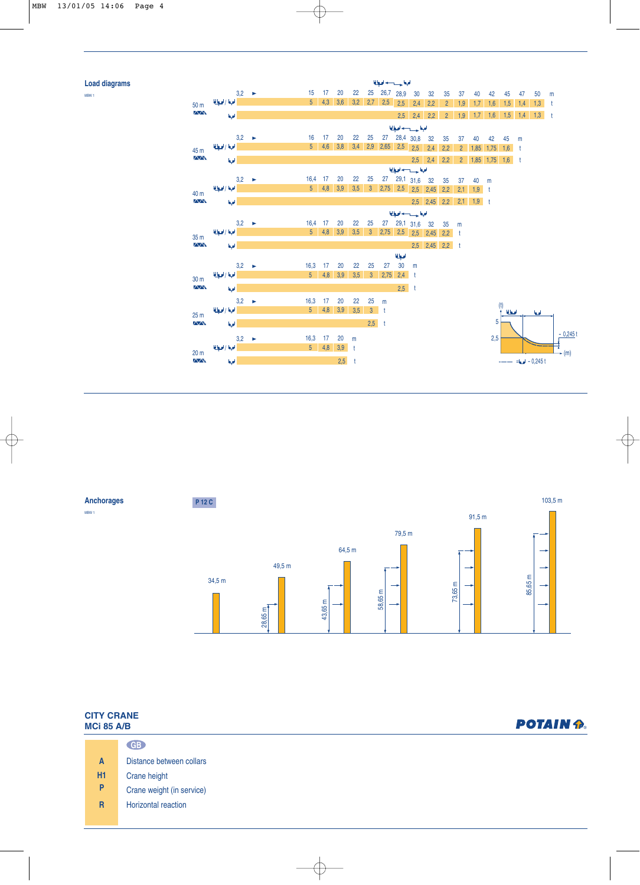## Load diagrams

MBW 1

**50 m**

| m | 3,2 ► | 15 | 17 | 20 | 22 | 25 | 26,7 | 28,9 | 30 | 32 | 35 | 37 | 40 | 42 | 45 | 47 | 50 |
|---|---|---|---|---|---|---|---|---|---|---|---|---|---|---|---|---|---|
| t (double/single) | | 5 | 4,3 | 3,6 | 3,2 | 2,7 | 2,5 | 2,5 | 2,4 | 2,2 | 2 | 1,9 | 1,7 | 1,6 | 1,5 | 1,4 | 1,3 |
| t (single) | | | | | | | | 2,5 | 2,4 | 2,2 | 2 | 1,9 | 1,7 | 1,6 | 1,5 | 1,4 | 1,3 |

**45 m**

| m | 3,2 ► | 16 | 17 | 20 | 22 | 25 | 27 | 28,4 | 30,8 | 32 | 35 | 37 | 40 | 42 | 45 |
|---|---|---|---|---|---|---|---|---|---|---|---|---|---|---|---|
| t (double/single) | | 5 | 4,6 | 3,8 | 3,4 | 2,9 | 2,65 | 2,5 | 2,5 | 2,4 | 2,2 | 2 | 1,85 | 1,75 | 1,6 |
| t (single) | | | | | | | | | 2,5 | 2,4 | 2,2 | 2 | 1,85 | 1,75 | 1,6 |

**40 m**

| m | 3,2 ► | 16,4 | 17 | 20 | 22 | 25 | 27 | 29,1 | 31,6 | 32 | 35 | 37 | 40 |
|---|---|---|---|---|---|---|---|---|---|---|---|---|---|
| t (double/single) | | 5 | 4,8 | 3,9 | 3,5 | 3 | 2,75 | 2,5 | 2,5 | 2,45 | 2,2 | 2,1 | 1,9 |
| t (single) | | | | | | | | | 2,5 | 2,45 | 2,2 | 2,1 | 1,9 |

**35 m**

| m | 3,2 ► | 16,4 | 17 | 20 | 22 | 25 | 27 | 29,1 | 31,6 | 32 | 35 |
|---|---|---|---|---|---|---|---|---|---|---|---|
| t (double/single) | | 5 | 4,8 | 3,9 | 3,5 | 3 | 2,75 | 2,5 | 2,5 | 2,45 | 2,2 |
| t (single) | | | | | | | | | 2,5 | 2,45 | 2,2 |

**30 m**

| m | 3,2 ► | 16,3 | 17 | 20 | 22 | 25 | 27 | 30 |
|---|---|---|---|---|---|---|---|---|
| t (double/single) | | 5 | 4,8 | 3,9 | 3,5 | 3 | 2,75 | 2,4 |
| t (single) | | | | | | | | 2,5 |

**25 m**

| m | 3,2 ► | 16,3 | 17 | 20 | 22 | 25 |
|---|---|---|---|---|---|---|
| t (double/single) | | 5 | 4,8 | 3,9 | 3,5 | 3 |
| t (single) | | | | | | 2,5 |

**20 m**

| m | 3,2 ► | 16,3 | 17 | 20 |
|---|---|---|---|---|
| t (double/single) | | 5 | 4,8 | 3,9 |
| t (single) | | | | 2,5 |

(t) 5 / 2,5 – 0,245 t (m) – 0,245 t

## Anchorages

MBW 1

P 12 C

| H1 | 34,5 m | 49,5 m | 64,5 m | 79,5 m | 91,5 m | 103,5 m |
|---|---|---|---|---|---|---|
| | | 28,65 m | 43,65 m | 58,65 m | 73,65 m | 85,65 m |

**CITY CRANE**
**MCi 85 A/B**

POTAIN

GB

| | |
|---|---|
| **A** | Distance between collars |
| **H1** | Crane height |
| **P** | Crane weight (in service) |
| **R** | Horizontal reaction |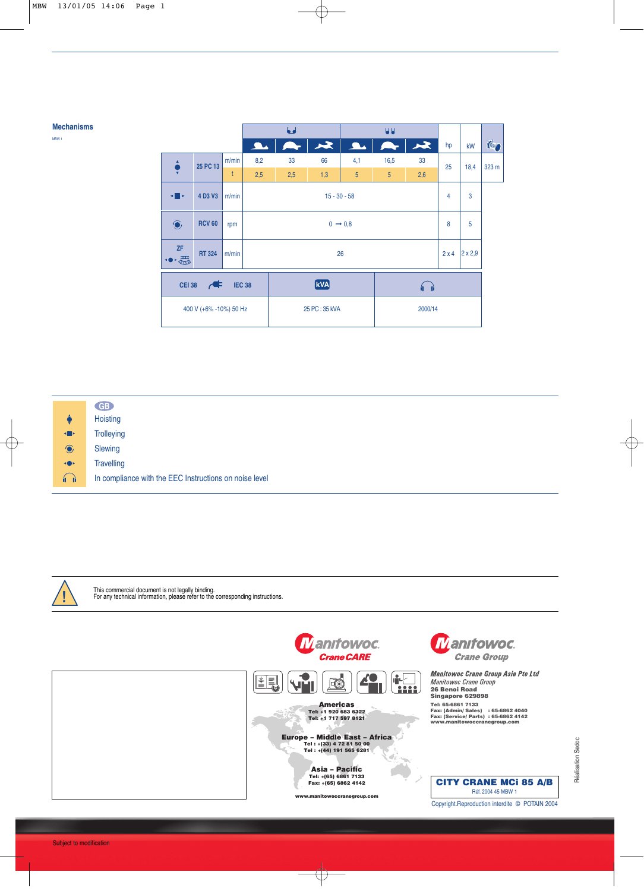## Mechanisms

MBW 1

| | | | 1 fall | | | 2 falls | | | hp | kW | |
|---|---|---|---|---|---|---|---|---|---|---|---|
| Hoisting | 25 PC 13 | m/min | 8,2 | 33 | 66 | 4,1 | 16,5 | 33 | 25 | 18,4 | 323 m |
| | | t | 2,5 | 2,5 | 1,3 | 5 | 5 | 2,6 | | | |
| Trolleying | 4 D3 V3 | m/min | 15 - 30 - 58 | | | | | | 4 | 3 | |
| Slewing | RCV 60 | rpm | 0 ➞ 0,8 | | | | | | 8 | 5 | |
| ZF Travelling | RT 324 | m/min | 26 | | | | | | 2 x 4 | 2 x 2,9 | |

| CEI 38 IEC 38 | kVA | Noise |
|---|---|---|
| 400 V (+6% -10%) 50 Hz | 25 PC : 35 kVA | 2000/14 |

**GB**

- Hoisting
- Trolleying
- Slewing
- Travelling
- In compliance with the EEC Instructions on noise level

This commercial document is not legally binding.
For any technical information, please refer to the corresponding instructions.

**Manitowoc Crane CARE**

**Americas**
Tel: +1 920 683 6322
Tel: +1 717 597 8121

**Europe – Middle East – Africa**
Tel : +(33) 4 72 81 50 00
Tel : +(44) 191 565 6281

**Asia – Pacific**
Tel: +(65) 6861 7133
Fax: +(65) 6862 4142

www.manitowoccranegroup.com

**Manitowoc Crane Group**

*Manitowoc Crane Group Asia Pte Ltd*
*Manitowoc Crane Group*
**26 Benoi Road**
**Singapore 629898**
Tel: 65-6861 7133
Fax: (Admin/ Sales) : 65-6862 4040
Fax: (Service/ Parts) : 65-6862 4142
www.manitowoccranegroup.com

**CITY CRANE MCi 85 A/B**
Réf. 2004 45 MBW 1

Copyright.Reproduction interdite © POTAIN 2004

Réalisation Sedoc

Subject to modification